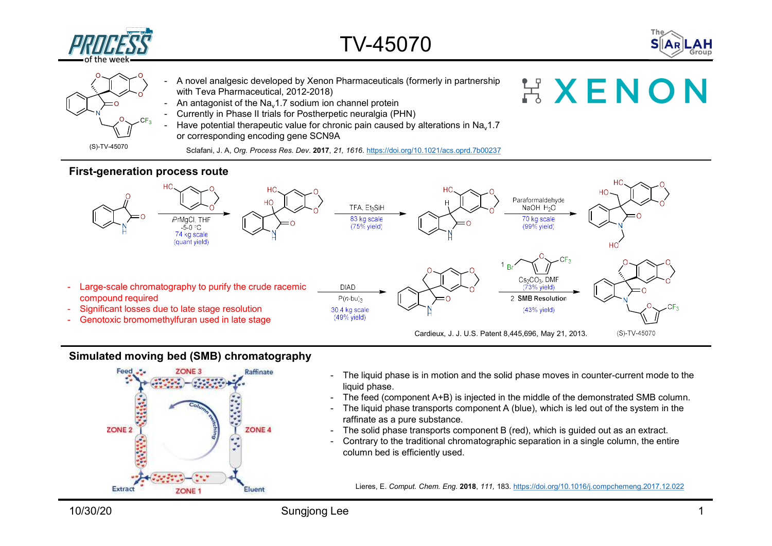# TV-45070

- A novel analgesic developed by Xenon Pharmaceuticals (formerly in partnership with Teva Pharmaceutical, 2012-2018)
- An antagonist of the $Na_v1.7$ sodium ion channel protein
- Currently in Phase II trials for Postherpetic neuralgia (PHN)
- Have potential therapeutic value for chronic pain caused by alterations in $Na_v1.7$ or corresponding encoding gene SCN9A

(S)-TV-45070

Sclafani, J. A, *Org. Process Res. Dev.* **2017**, *21,* 1616. https://doi.org/10.1021/acs.oprd.7b00237

## First-generation process route

Step 1: iPrMgCl, THF, -5-0 °C; 74 kg scale (quant yield)

Step 2: TFA, $Et_3SiH$; 83 kg scale (75% yield)

Step 3: Paraformaldehyde, NaOH $H_2O$; 70 kg scale (99% yield)

Step 4: DIAD, $P(n\text{-bu})_3$; 30.4 kg scale (49% yield)

Step 5: 1. bromomethylfuran ($CF_3$), $Cs_2CO_3$, DMF (73% yield); 2. SMB Resolution (43% yield) → (S)-TV-45070

- Large-scale chromatography to purify the crude racemic compound required
- Significant losses due to late stage resolution
- Genotoxic bromomethylfuran used in late stage

Cardieux, J. J. U.S. Patent 8,445,696, May 21, 2013.

## Simulated moving bed (SMB) chromatography

Feed, ZONE 3, Raffinate, ZONE 2, Column switching, ZONE 4, Extract, ZONE 1, Eluent

- The liquid phase is in motion and the solid phase moves in counter-current mode to the liquid phase.
- The feed (component A+B) is injected in the middle of the demonstrated SMB column.
- The liquid phase transports component A (blue), which is led out of the system in the raffinate as a pure substance.
- The solid phase transports component B (red), which is guided out as an extract.
- Contrary to the traditional chromatographic separation in a single column, the entire column bed is efficiently used.

Lieres, E. *Comput. Chem. Eng.* **2018**, *111,* 183. https://doi.org/10.1016/j.compchemeng.2017.12.022

10/30/20 Sungjong Lee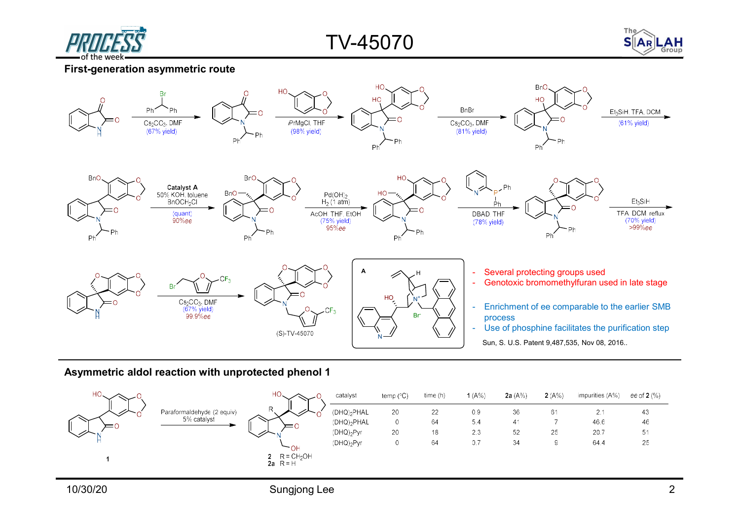# TV-45070

## First-generation asymmetric route

Step 1: Ph(Br)CHPh, $Cs_2CO_3$, DMF (67% yield)

Step 2: *i*PrMgCl, THF (98% yield)

Step 3: BnBr, $Cs_2CO_3$, DMF (81% yield)

Step 4: $Et_3SiH$, TFA, DCM (61% yield)

Step 5: **Catalyst A**, 50% KOH, toluene, $BnOCH_2Cl$ (quant) 90%*ee*

Step 6: $Pd(OH)_2$, $H_2$ (1 atm), AcOH, THF, EtOH (75% yield) 95%*ee*

Step 7: 2-pyridyl-$PPh_2$, DBAD, THF (78% yield)

Step 8: $Et_3SiH$, TFA, DCM, reflux (70% yield) >99%*ee*

Step 9: 2-(bromomethyl)-5-($CF_3$)furan, $Cs_2CO_3$, DMF (67% yield) 99.9%*ee*

(S)-TV-45070

**A** (catalyst; $Br^-$)

- Several protecting groups used
- Genotoxic bromomethylfuran used in late stage
- Enrichment of ee comparable to the earlier SMB process
- Use of phosphine facilitates the purification step

Sun, S. U.S. Patent 9,487,535, Nov 08, 2016..

## Asymmetric aldol reaction with unprotected phenol 1

**1** → Paraformaldehyde (2 equiv), 5% catalyst → **2** R = $CH_2OH$; **2a** R = H

| catalyst | temp (°C) | time (h) | **1** (A%) | **2a** (A%) | **2** (A%) | impurities (A%) | *ee* of **2** (%) |
|---|---|---|---|---|---|---|---|
| $(DHQ)_2PHAL$ | 20 | 22 | 0.9 | 36 | 61 | 2.1 | 43 |
| $(DHQ)_2PHAL$ | 0 | 64 | 5.4 | 41 | 7 | 46.6 | 46 |
| $(DHQ)_2Pyr$ | 20 | 18 | 2.3 | 52 | 25 | 20.7 | 51 |
| $(DHQ)_2Pyr$ | 0 | 64 | 0.7 | 34 | 9 | 64.4 | 25 |

10/30/20 Sungjong Lee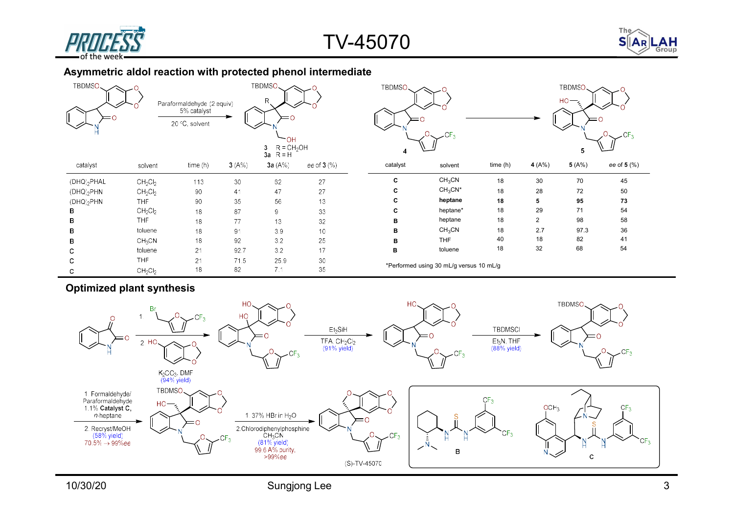# TV-45070

## Asymmetric aldol reaction with protected phenol intermediate

Paraformaldehyde (2 equiv)
5% catalyst
20 °C, solvent

3 R = $CH_2OH$
3a R = H

| catalyst | solvent | time (h) | 3 (A%) | 3a (A%) | ee of 3 (%) |
|---|---|---|---|---|---|
| $(DHQ)_2PHAL$ | $CH_2Cl_2$ | 113 | 30 | 62 | 27 |
| $(DHQ)_2PHN$ | $CH_2Cl_2$ | 90 | 41 | 47 | 27 |
| $(DHQ)_2PHN$ | THF | 90 | 35 | 56 | 13 |
| B | $CH_2Cl_2$ | 18 | 87 | 9 | 33 |
| B | THF | 18 | 77 | 13 | 32 |
| B | toluene | 18 | 91 | 3.9 | 10 |
| B | $CH_3CN$ | 18 | 92 | 3.2 | 25 |
| C | toluene | 21 | 92.7 | 3.2 | 17 |
| C | THF | 21 | 71.5 | 25.9 | 30 |
| C | $CH_2Cl_2$ | 18 | 82 | 7.1 | 35 |

4 → 5

| catalyst | solvent | time (h) | 4 (A%) | 5 (A%) | ee of 5 (%) |
|---|---|---|---|---|---|
| C | $CH_3CN$ | 18 | 30 | 70 | 45 |
| C | $CH_3CN$* | 18 | 28 | 72 | 50 |
| C | **heptane** | **18** | **5** | **95** | **73** |
| C | heptane* | 18 | 29 | 71 | 54 |
| B | heptane | 18 | 2 | 98 | 58 |
| B | $CH_3CN$ | 18 | 2.7 | 97.3 | 36 |
| B | THF | 40 | 18 | 82 | 41 |
| B | toluene | 18 | 32 | 68 | 54 |

*Performed using 30 mL/g versus 10 mL/g

## Optimized plant synthesis

1. (5-(trifluoromethyl)furan-2-yl)methyl bromide
2. sesamol, $K_2CO_3$, DMF (94% yield)

$Et_3SiH$, TFA, $CH_2Cl_2$ (91% yield)

TBDMSCl, $Et_3N$, THF (88% yield)

1. Formaldehyde/Paraformaldehyde, 1.1% **Catalyst C**, *n*-heptane
2. Recryst/MeOH (58% yield) 70.5% → 99%ee

1. 37% HBr in $H_2O$
2. Chlorodiphenylphosphine, $CH_3CN$ (81% yield) 99.6 A% purity, >99%ee

(S)-TV-45070

B

C